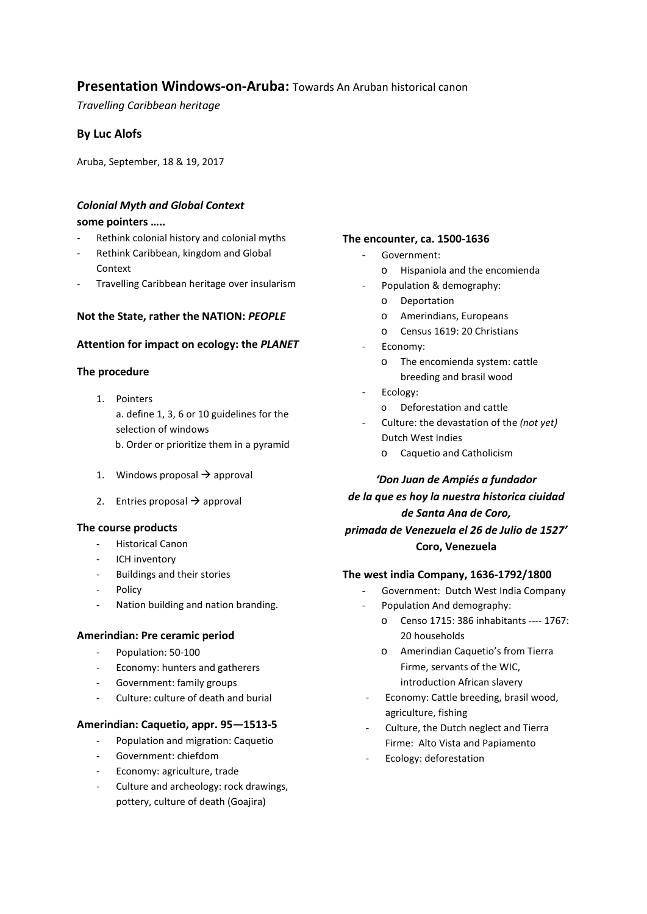# **Presentation Windows-on-Aruba:** Towards An Aruban historical canon

*Travelling Caribbean heritage*

## By Luc Alofs

Aruba, September, 18 & 19, 2017

### *Colonial Myth and Global Context*

**some pointers …..**

- Rethink colonial history and colonial myths
- Rethink Caribbean, kingdom and Global Context
- Travelling Caribbean heritage over insularism

### Not the State, rather the NATION: *PEOPLE*

### Attention for impact on ecology: the *PLANET*

### The procedure

1. Pointers
   a. define 1, 3, 6 or 10 guidelines for the selection of windows
   b. Order or prioritize them in a pyramid

1. Windows proposal → approval
2. Entries proposal → approval

### The course products

- Historical Canon
- ICH inventory
- Buildings and their stories
- Policy
- Nation building and nation branding.

### Amerindian: Pre ceramic period

- Population: 50-100
- Economy: hunters and gatherers
- Government: family groups
- Culture: culture of death and burial

### Amerindian: Caquetio, appr. 95—1513-5

- Population and migration: Caquetio
- Government: chiefdom
- Economy: agriculture, trade
- Culture and archeology: rock drawings, pottery, culture of death (Goajira)

### The encounter, ca. 1500-1636

- Government:
  - Hispaniola and the encomienda
- Population & demography:
  - Deportation
  - Amerindians, Europeans
  - Census 1619: 20 Christians
- Economy:
  - The encomienda system: cattle breeding and brasil wood
- Ecology:
  - Deforestation and cattle
- Culture: the devastation of the *(not yet)* Dutch West Indies
  - Caquetio and Catholicism

***'Don Juan de Ampiés a fundador de la que es hoy la nuestra historica ciuidad de Santa Ana de Coro, primada de Venezuela el 26 de Julio de 1527'***
**Coro, Venezuela**

### The west india Company, 1636-1792/1800

- Government: Dutch West India Company
- Population And demography:
  - Censo 1715: 386 inhabitants ---- 1767: 20 households
  - Amerindian Caquetio's from Tierra Firme, servants of the WIC, introduction African slavery
- Economy: Cattle breeding, brasil wood, agriculture, fishing
- Culture, the Dutch neglect and Tierra Firme: Alto Vista and Papiamento
- Ecology: deforestation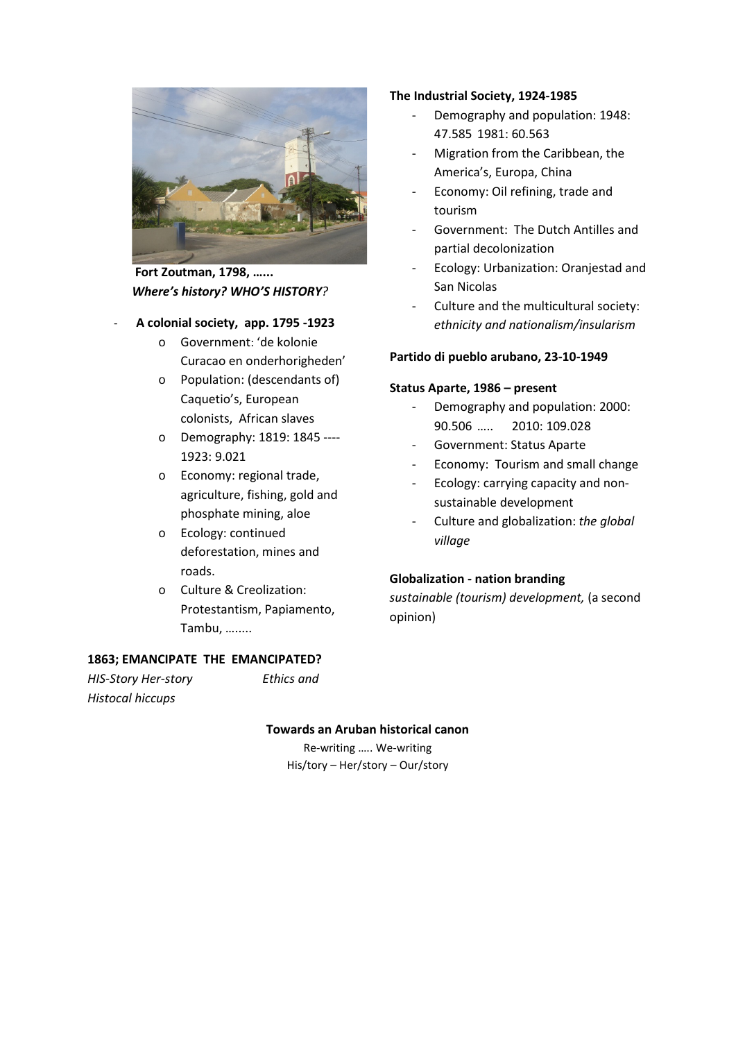**Fort Zoutman, 1798, …...**
***Where's history? WHO'S HISTORY?***

- **A colonial society, app. 1795 -1923**
  - Government: 'de kolonie Curacao en onderhorigheden'
  - Population: (descendants of) Caquetio's, European colonists, African slaves
  - Demography: 1819: 1845 ---- 1923: 9.021
  - Economy: regional trade, agriculture, fishing, gold and phosphate mining, aloe
  - Ecology: continued deforestation, mines and roads.
  - Culture & Creolization: Protestantism, Papiamento, Tambu, …....

**1863; EMANCIPATE THE EMANCIPATED?**

*HIS-Story Her-story* *Ethics and Histocal hiccups*

**The Industrial Society, 1924-1985**

- Demography and population: 1948: 47.585 1981: 60.563
- Migration from the Caribbean, the America's, Europa, China
- Economy: Oil refining, trade and tourism
- Government: The Dutch Antilles and partial decolonization
- Ecology: Urbanization: Oranjestad and San Nicolas
- Culture and the multicultural society: *ethnicity and nationalism/insularism*

**Partido di pueblo arubano, 23-10-1949**

**Status Aparte, 1986 – present**

- Demography and population: 2000: 90.506 ….. 2010: 109.028
- Government: Status Aparte
- Economy: Tourism and small change
- Ecology: carrying capacity and non-sustainable development
- Culture and globalization: *the global village*

**Globalization - nation branding**

*sustainable (tourism) development,* (a second opinion)

**Towards an Aruban historical canon**

Re-writing ….. We-writing

His/tory – Her/story – Our/story